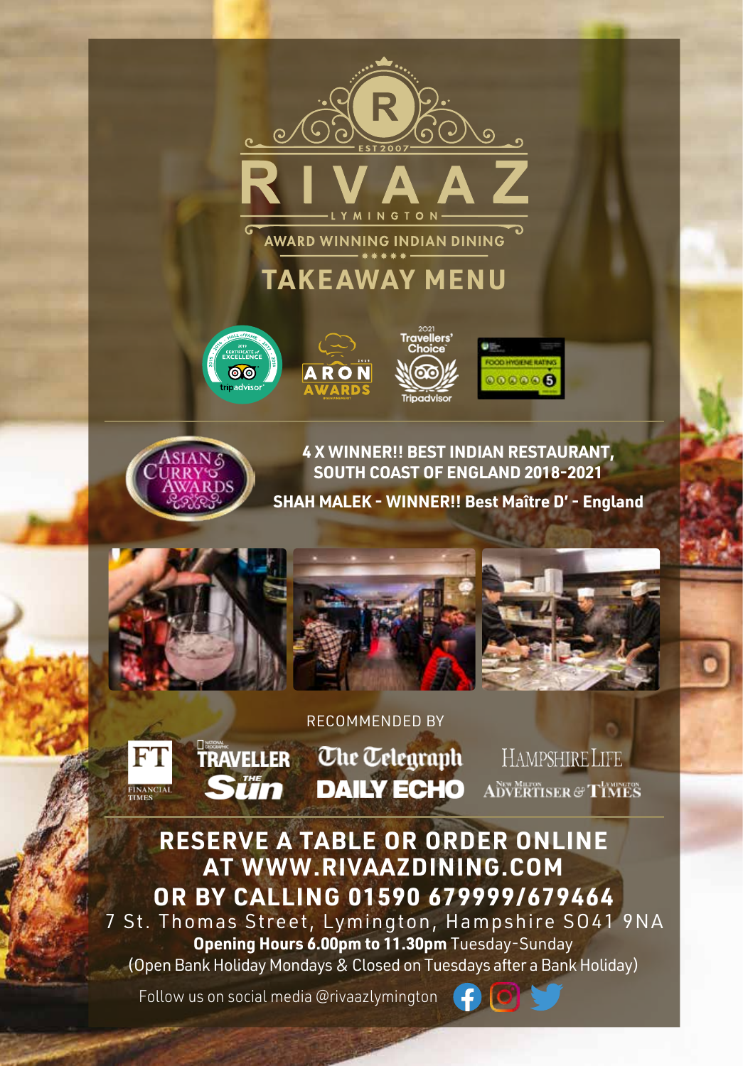# RIVAAZ

EST 2007

LYMINGTON

AWARD WINNING INDIAN DINING

## TAKEAWAY MENU

**4 X WINNER!! BEST INDIAN RESTAURANT, SOUTH COAST OF ENGLAND 2018-2021**

**SHAH MALEK - WINNER!! Best Maître D' - England**

RECOMMENDED BY

FT FINANCIAL TIMES · TRAVELLER · The Sun · The Telegraph · DAILY ECHO · HAMPSHIRE LIFE · New Milton ADVERTISER & Lymington TIMES

**RESERVE A TABLE OR ORDER ONLINE AT WWW.RIVAAZDINING.COM OR BY CALLING 01590 679999/679464**

7 St. Thomas Street, Lymington, Hampshire SO41 9NA

**Opening Hours 6.00pm to 11.30pm** Tuesday-Sunday

(Open Bank Holiday Mondays & Closed on Tuesdays after a Bank Holiday)

Follow us on social media @rivaazlymington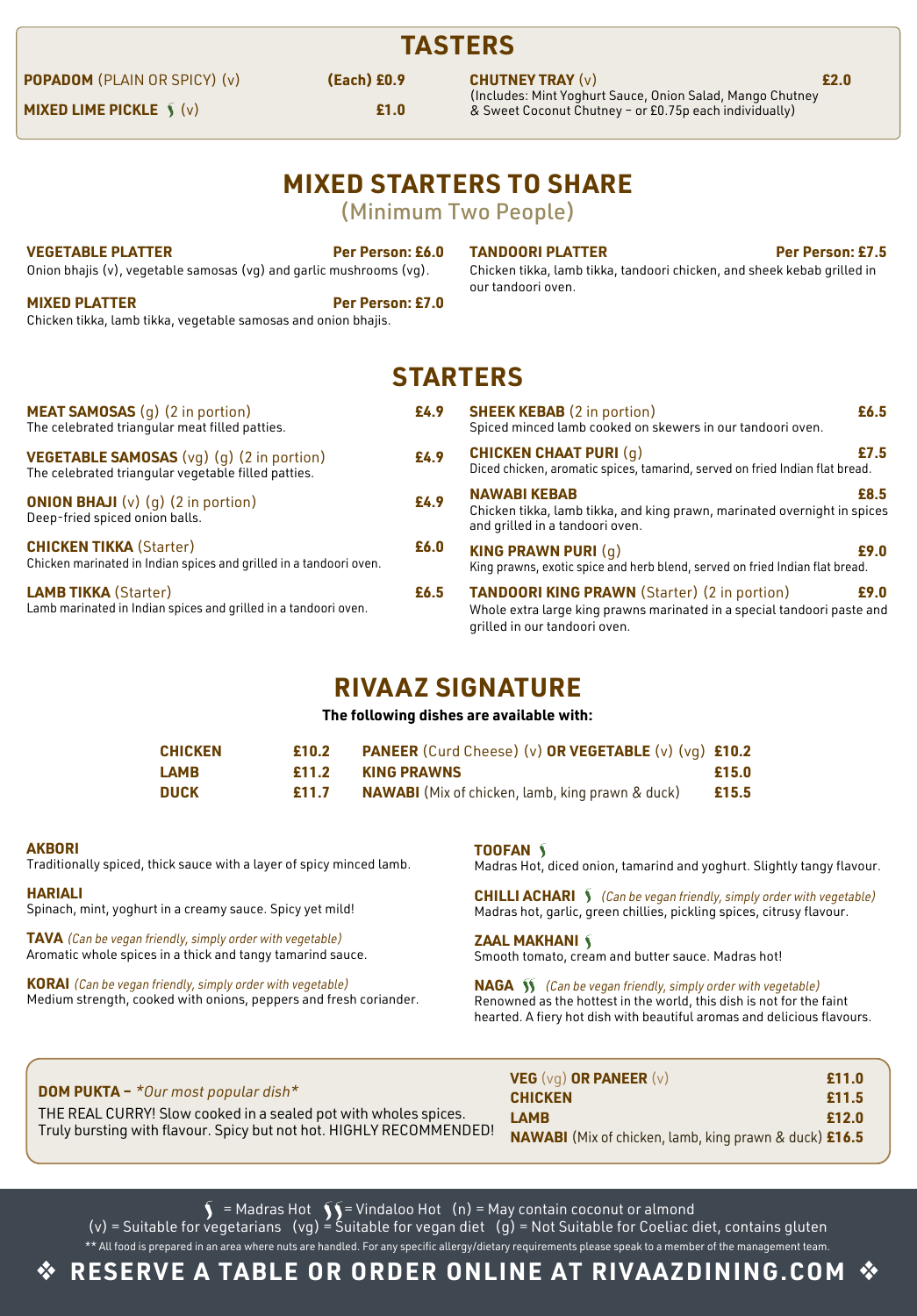## TASTERS

**POPADOM** (PLAIN OR SPICY) (v) **(Each) £0.9**

**MIXED LIME PICKLE** 🌶 (v) **£1.0**

**CHUTNEY TRAY** (v) **£2.0**
(Includes: Mint Yoghurt Sauce, Onion Salad, Mango Chutney & Sweet Coconut Chutney – or £0.75p each individually)

## MIXED STARTERS TO SHARE

(Minimum Two People)

**VEGETABLE PLATTER** **Per Person: £6.0**
Onion bhajis (v), vegetable samosas (vg) and garlic mushrooms (vg).

**MIXED PLATTER** **Per Person: £7.0**
Chicken tikka, lamb tikka, vegetable samosas and onion bhajis.

**TANDOORI PLATTER** **Per Person: £7.5**
Chicken tikka, lamb tikka, tandoori chicken, and sheek kebab grilled in our tandoori oven.

## STARTERS

**MEAT SAMOSAS** (g) (2 in portion) **£4.9**
The celebrated triangular meat filled patties.

**VEGETABLE SAMOSAS** (vg) (g) (2 in portion) **£4.9**
The celebrated triangular vegetable filled patties.

**ONION BHAJI** (v) (g) (2 in portion) **£4.9**
Deep-fried spiced onion balls.

**CHICKEN TIKKA** (Starter) **£6.0**
Chicken marinated in Indian spices and grilled in a tandoori oven.

**LAMB TIKKA** (Starter) **£6.5**
Lamb marinated in Indian spices and grilled in a tandoori oven.

**SHEEK KEBAB** (2 in portion) **£6.5**
Spiced minced lamb cooked on skewers in our tandoori oven.

**CHICKEN CHAAT PURI** (g) **£7.5**
Diced chicken, aromatic spices, tamarind, served on fried Indian flat bread.

**NAWABI KEBAB** **£8.5**
Chicken tikka, lamb tikka, and king prawn, marinated overnight in spices and grilled in a tandoori oven.

**KING PRAWN PURI** (g) **£9.0**
King prawns, exotic spice and herb blend, served on fried Indian flat bread.

**TANDOORI KING PRAWN** (Starter) (2 in portion) **£9.0**
Whole extra large king prawns marinated in a special tandoori paste and grilled in our tandoori oven.

## RIVAAZ SIGNATURE

**The following dishes are available with:**

| | | | |
|---|---|---|---|
| **CHICKEN** | **£10.2** | **PANEER** (Curd Cheese) (v) **OR VEGETABLE** (v) (vg) | **£10.2** |
| **LAMB** | **£11.2** | **KING PRAWNS** | **£15.0** |
| **DUCK** | **£11.7** | **NAWABI** (Mix of chicken, lamb, king prawn & duck) | **£15.5** |

**AKBORI**
Traditionally spiced, thick sauce with a layer of spicy minced lamb.

**HARIALI**
Spinach, mint, yoghurt in a creamy sauce. Spicy yet mild!

**TAVA** *(Can be vegan friendly, simply order with vegetable)*
Aromatic whole spices in a thick and tangy tamarind sauce.

**KORAI** *(Can be vegan friendly, simply order with vegetable)*
Medium strength, cooked with onions, peppers and fresh coriander.

**TOOFAN** 🌶
Madras Hot, diced onion, tamarind and yoghurt. Slightly tangy flavour.

**CHILLI ACHARI** 🌶 *(Can be vegan friendly, simply order with vegetable)*
Madras hot, garlic, green chillies, pickling spices, citrusy flavour.

**ZAAL MAKHANI** 🌶
Smooth tomato, cream and butter sauce. Madras hot!

**NAGA** 🌶🌶 *(Can be vegan friendly, simply order with vegetable)*
Renowned as the hottest in the world, this dish is not for the faint hearted. A fiery hot dish with beautiful aromas and delicious flavours.

**DOM PUKTA –** *\*Our most popular dish\**
THE REAL CURRY! Slow cooked in a sealed pot with wholes spices. Truly bursting with flavour. Spicy but not hot. HIGHLY RECOMMENDED!

| | |
|---|---|
| **VEG** (vg) **OR PANEER** (v) | **£11.0** |
| **CHICKEN** | **£11.5** |
| **LAMB** | **£12.0** |
| **NAWABI** (Mix of chicken, lamb, king prawn & duck) | **£16.5** |

🌶 = Madras Hot 🌶🌶 = Vindaloo Hot (n) = May contain coconut or almond
(v) = Suitable for vegetarians (vg) = Suitable for vegan diet (g) = Not Suitable for Coeliac diet, contains gluten
** All food is prepared in an area where nuts are handled. For any specific allergy/dietary requirements please speak to a member of the management team.

❖ **RESERVE A TABLE OR ORDER ONLINE AT RIVAAZDINING.COM** ❖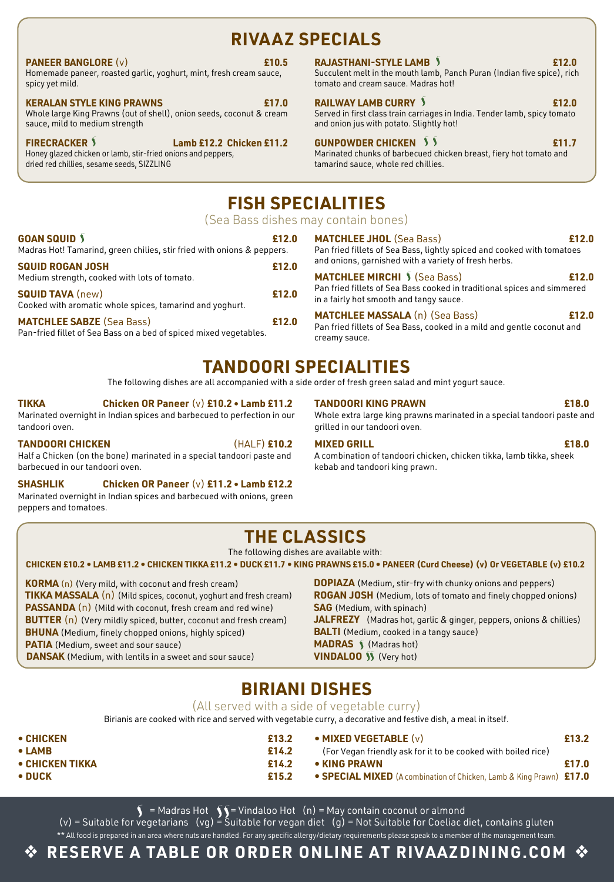# RIVAAZ SPECIALS

**PANEER BANGLORE** (v) **£10.5**
Homemade paneer, roasted garlic, yoghurt, mint, fresh cream sauce, spicy yet mild.

**KERALAN STYLE KING PRAWNS** **£17.0**
Whole large King Prawns (out of shell), onion seeds, coconut & cream sauce, mild to medium strength

**FIRECRACKER** ʃ **Lamb £12.2 Chicken £11.2**
Honey glazed chicken or lamb, stir-fried onions and peppers, dried red chillies, sesame seeds, SIZZLING

**RAJASTHANI-STYLE LAMB** ʃ **£12.0**
Succulent melt in the mouth lamb, Panch Puran (Indian five spice), rich tomato and cream sauce. Madras hot!

**RAILWAY LAMB CURRY** ʃ **£12.0**
Served in first class train carriages in India. Tender lamb, spicy tomato and onion jus with potato. Slightly hot!

**GUNPOWDER CHICKEN** ʃ ʃ **£11.7**
Marinated chunks of barbecued chicken breast, fiery hot tomato and tamarind sauce, whole red chillies.

# FISH SPECIALITIES

(Sea Bass dishes may contain bones)

**GOAN SQUID** ʃ **£12.0**
Madras Hot! Tamarind, green chilies, stir fried with onions & peppers.

**SQUID ROGAN JOSH** **£12.0**
Medium strength, cooked with lots of tomato.

**SQUID TAVA** (new) **£12.0**
Cooked with aromatic whole spices, tamarind and yoghurt.

**MATCHLEE SABZE** (Sea Bass) **£12.0**
Pan-fried fillet of Sea Bass on a bed of spiced mixed vegetables.

**MATCHLEE JHOL** (Sea Bass) **£12.0**
Pan fried fillets of Sea Bass, lightly spiced and cooked with tomatoes and onions, garnished with a variety of fresh herbs.

**MATCHLEE MIRCHI** ʃ (Sea Bass) **£12.0**
Pan fried fillets of Sea Bass cooked in traditional spices and simmered in a fairly hot smooth and tangy sauce.

**MATCHLEE MASSALA** (n) (Sea Bass) **£12.0**
Pan fried fillets of Sea Bass, cooked in a mild and gentle coconut and creamy sauce.

# TANDOORI SPECIALITIES

The following dishes are all accompanied with a side order of fresh green salad and mint yogurt sauce.

**TIKKA** **Chicken OR Paneer** (v) **£10.2 • Lamb £11.2**
Marinated overnight in Indian spices and barbecued to perfection in our tandoori oven.

**TANDOORI CHICKEN** (HALF) **£10.2**
Half a Chicken (on the bone) marinated in a special tandoori paste and barbecued in our tandoori oven.

**SHASHLIK** **Chicken OR Paneer** (v) **£11.2 • Lamb £12.2**
Marinated overnight in Indian spices and barbecued with onions, green peppers and tomatoes.

**TANDOORI KING PRAWN** **£18.0**
Whole extra large king prawns marinated in a special tandoori paste and grilled in our tandoori oven.

**MIXED GRILL** **£18.0**
A combination of tandoori chicken, chicken tikka, lamb tikka, sheek kebab and tandoori king prawn.

# THE CLASSICS

The following dishes are available with:

**CHICKEN £10.2 • LAMB £11.2 • CHICKEN TIKKA £11.2 • DUCK £11.7 • KING PRAWNS £15.0 • PANEER (Curd Cheese) (v) Or VEGETABLE (v) £10.2**

**KORMA** (n) (Very mild, with coconut and fresh cream)
**TIKKA MASSALA** (n) (Mild spices, coconut, yoghurt and fresh cream)
**PASSANDA** (n) (Mild with coconut, fresh cream and red wine)
**BUTTER** (n) (Very mildly spiced, butter, coconut and fresh cream)
**BHUNA** (Medium, finely chopped onions, highly spiced)
**PATIA** (Medium, sweet and sour sauce)
**DANSAK** (Medium, with lentils in a sweet and sour sauce)
**DOPIAZA** (Medium, stir-fry with chunky onions and peppers)
**ROGAN JOSH** (Medium, lots of tomato and finely chopped onions)
**SAG** (Medium, with spinach)
**JALFREZY** (Madras hot, garlic & ginger, peppers, onions & chillies)
**BALTI** (Medium, cooked in a tangy sauce)
**MADRAS** ʃ (Madras hot)
**VINDALOO** ʃʃ (Very hot)

# BIRIANI DISHES

(All served with a side of vegetable curry)

Birianis are cooked with rice and served with vegetable curry, a decorative and festive dish, a meal in itself.

- **CHICKEN** £13.2
- **LAMB** £14.2
- **CHICKEN TIKKA** £14.2
- **DUCK** £15.2
- **MIXED VEGETABLE** (v) £13.2
  (For Vegan friendly ask for it to be cooked with boiled rice)
- **KING PRAWN** £17.0
- **SPECIAL MIXED** (A combination of Chicken, Lamb & King Prawn) £17.0

ʃ = Madras Hot ʃʃ = Vindaloo Hot (n) = May contain coconut or almond
(v) = Suitable for vegetarians (vg) = Suitable for vegan diet (g) = Not Suitable for Coeliac diet, contains gluten
** All food is prepared in an area where nuts are handled. For any specific allergy/dietary requirements please speak to a member of the management team.

❖ **RESERVE A TABLE OR ORDER ONLINE AT RIVAAZDINING.COM** ❖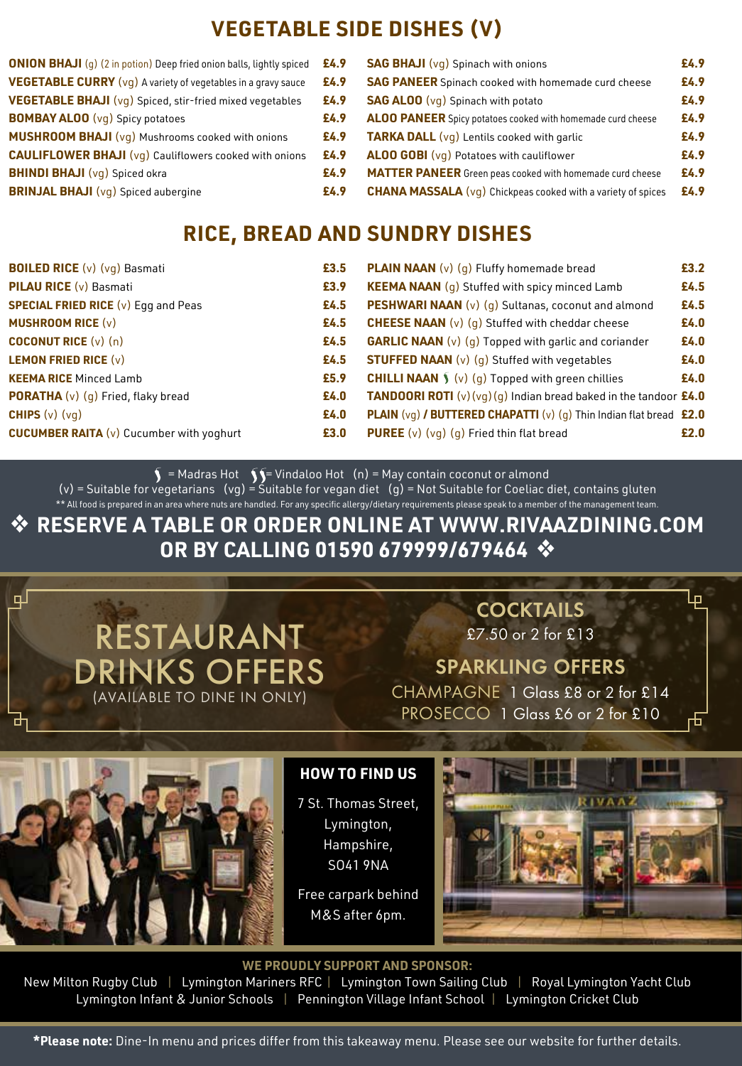## VEGETABLE SIDE DISHES (V)

| | |
|---|---|
| **ONION BHAJI** (g) (2 in potion) Deep fried onion balls, lightly spiced | £4.9 |
| **VEGETABLE CURRY** (vg) A variety of vegetables in a gravy sauce | £4.9 |
| **VEGETABLE BHAJI** (vg) Spiced, stir-fried mixed vegetables | £4.9 |
| **BOMBAY ALOO** (vg) Spicy potatoes | £4.9 |
| **MUSHROOM BHAJI** (vg) Mushrooms cooked with onions | £4.9 |
| **CAULIFLOWER BHAJI** (vg) Cauliflowers cooked with onions | £4.9 |
| **BHINDI BHAJI** (vg) Spiced okra | £4.9 |
| **BRINJAL BHAJI** (vg) Spiced aubergine | £4.9 |
| **SAG BHAJI** (vg) Spinach with onions | £4.9 |
| **SAG PANEER** Spinach cooked with homemade curd cheese | £4.9 |
| **SAG ALOO** (vg) Spinach with potato | £4.9 |
| **ALOO PANEER** Spicy potatoes cooked with homemade curd cheese | £4.9 |
| **TARKA DALL** (vg) Lentils cooked with garlic | £4.9 |
| **ALOO GOBI** (vg) Potatoes with cauliflower | £4.9 |
| **MATTER PANEER** Green peas cooked with homemade curd cheese | £4.9 |
| **CHANA MASSALA** (vg) Chickpeas cooked with a variety of spices | £4.9 |

## RICE, BREAD AND SUNDRY DISHES

| | |
|---|---|
| **BOILED RICE** (v) (vg) Basmati | £3.5 |
| **PILAU RICE** (v) Basmati | £3.9 |
| **SPECIAL FRIED RICE** (v) Egg and Peas | £4.5 |
| **MUSHROOM RICE** (v) | £4.5 |
| **COCONUT RICE** (v) (n) | £4.5 |
| **LEMON FRIED RICE** (v) | £4.5 |
| **KEEMA RICE** Minced Lamb | £5.9 |
| **PORATHA** (v) (g) Fried, flaky bread | £4.0 |
| **CHIPS** (v) (vg) | £4.0 |
| **CUCUMBER RAITA** (v) Cucumber with yoghurt | £3.0 |
| **PLAIN NAAN** (v) (g) Fluffy homemade bread | £3.2 |
| **KEEMA NAAN** (g) Stuffed with spicy minced Lamb | £4.5 |
| **PESHWARI NAAN** (v) (g) Sultanas, coconut and almond | £4.5 |
| **CHEESE NAAN** (v) (g) Stuffed with cheddar cheese | £4.0 |
| **GARLIC NAAN** (v) (g) Topped with garlic and coriander | £4.0 |
| **STUFFED NAAN** (v) (g) Stuffed with vegetables | £4.0 |
| **CHILLI NAAN** (Madras Hot) (v) (g) Topped with green chillies | £4.0 |
| **TANDOORI ROTI** (v)(vg)(g) Indian bread baked in the tandoor | £4.0 |
| **PLAIN** (vg) **/ BUTTERED CHAPATTI** (v) (g) Thin Indian flat bread | £2.0 |
| **PUREE** (v) (vg) (g) Fried thin flat bread | £2.0 |

(chilli) = Madras Hot (chilli chilli) = Vindaloo Hot (n) = May contain coconut or almond
(v) = Suitable for vegetarians (vg) = Suitable for vegan diet (g) = Not Suitable for Coeliac diet, contains gluten
** All food is prepared in an area where nuts are handled. For any specific allergy/dietary requirements please speak to a member of the management team.

**❖ RESERVE A TABLE OR ORDER ONLINE AT WWW.RIVAAZDINING.COM OR BY CALLING 01590 679999/679464 ❖**

## RESTAURANT DRINKS OFFERS
(AVAILABLE TO DINE IN ONLY)

**COCKTAILS**
£7.50 or 2 for £13

**SPARKLING OFFERS**
CHAMPAGNE 1 Glass £8 or 2 for £14
PROSECCO 1 Glass £6 or 2 for £10

### HOW TO FIND US

7 St. Thomas Street,
Lymington,
Hampshire,
SO41 9NA

Free carpark behind M&S after 6pm.

**WE PROUDLY SUPPORT AND SPONSOR:**
New Milton Rugby Club | Lymington Mariners RFC | Lymington Town Sailing Club | Royal Lymington Yacht Club
Lymington Infant & Junior Schools | Pennington Village Infant School | Lymington Cricket Club

***Please note:** Dine-In menu and prices differ from this takeaway menu. Please see our website for further details.